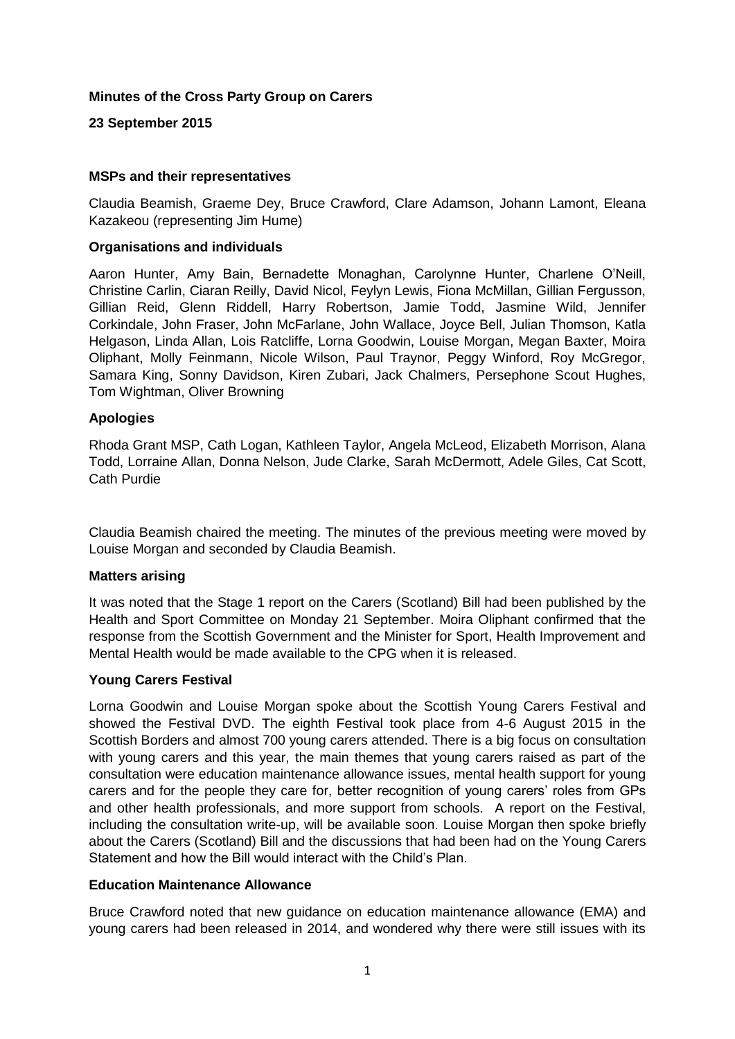**Minutes of the Cross Party Group on Carers**

**23 September 2015**

**MSPs and their representatives**

Claudia Beamish, Graeme Dey, Bruce Crawford, Clare Adamson, Johann Lamont, Eleana Kazakeou (representing Jim Hume)

**Organisations and individuals**

Aaron Hunter, Amy Bain, Bernadette Monaghan, Carolynne Hunter, Charlene O'Neill, Christine Carlin, Ciaran Reilly, David Nicol, Feylyn Lewis, Fiona McMillan, Gillian Fergusson, Gillian Reid, Glenn Riddell, Harry Robertson, Jamie Todd, Jasmine Wild, Jennifer Corkindale, John Fraser, John McFarlane, John Wallace, Joyce Bell, Julian Thomson, Katla Helgason, Linda Allan, Lois Ratcliffe, Lorna Goodwin, Louise Morgan, Megan Baxter, Moira Oliphant, Molly Feinmann, Nicole Wilson, Paul Traynor, Peggy Winford, Roy McGregor, Samara King, Sonny Davidson, Kiren Zubari, Jack Chalmers, Persephone Scout Hughes, Tom Wightman, Oliver Browning

**Apologies**

Rhoda Grant MSP, Cath Logan, Kathleen Taylor, Angela McLeod, Elizabeth Morrison, Alana Todd, Lorraine Allan, Donna Nelson, Jude Clarke, Sarah McDermott, Adele Giles, Cat Scott, Cath Purdie

Claudia Beamish chaired the meeting. The minutes of the previous meeting were moved by Louise Morgan and seconded by Claudia Beamish.

**Matters arising**

It was noted that the Stage 1 report on the Carers (Scotland) Bill had been published by the Health and Sport Committee on Monday 21 September. Moira Oliphant confirmed that the response from the Scottish Government and the Minister for Sport, Health Improvement and Mental Health would be made available to the CPG when it is released.

**Young Carers Festival**

Lorna Goodwin and Louise Morgan spoke about the Scottish Young Carers Festival and showed the Festival DVD. The eighth Festival took place from 4-6 August 2015 in the Scottish Borders and almost 700 young carers attended. There is a big focus on consultation with young carers and this year, the main themes that young carers raised as part of the consultation were education maintenance allowance issues, mental health support for young carers and for the people they care for, better recognition of young carers' roles from GPs and other health professionals, and more support from schools. A report on the Festival, including the consultation write-up, will be available soon. Louise Morgan then spoke briefly about the Carers (Scotland) Bill and the discussions that had been had on the Young Carers Statement and how the Bill would interact with the Child's Plan.

**Education Maintenance Allowance**

Bruce Crawford noted that new guidance on education maintenance allowance (EMA) and young carers had been released in 2014, and wondered why there were still issues with its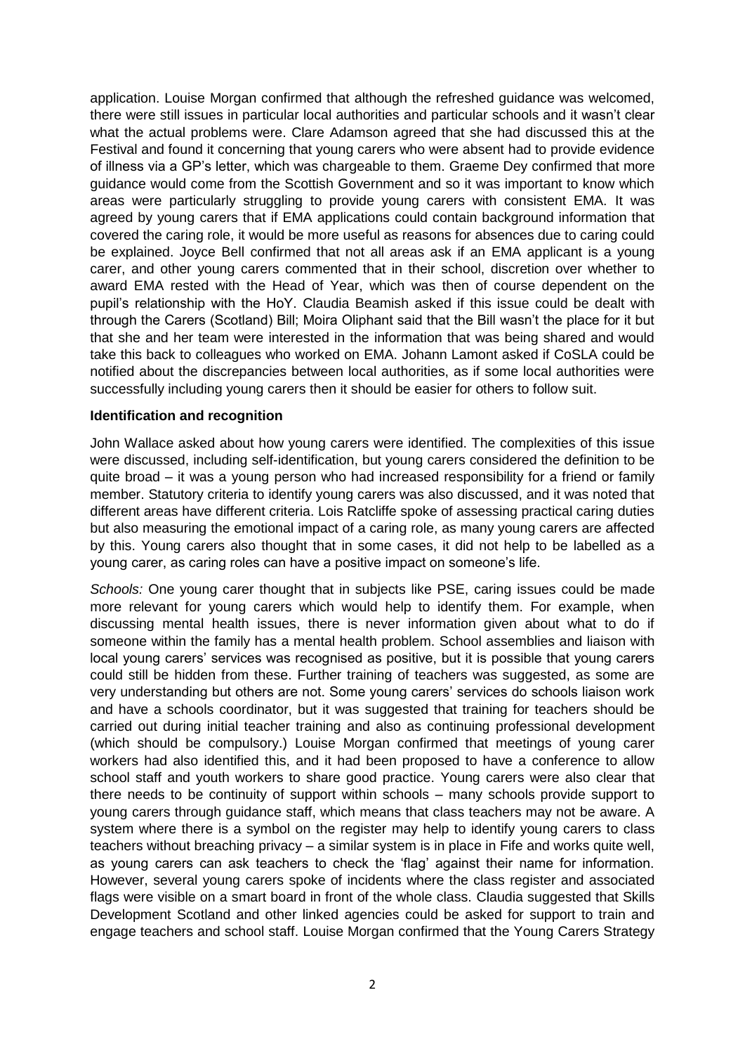application. Louise Morgan confirmed that although the refreshed guidance was welcomed, there were still issues in particular local authorities and particular schools and it wasn't clear what the actual problems were. Clare Adamson agreed that she had discussed this at the Festival and found it concerning that young carers who were absent had to provide evidence of illness via a GP's letter, which was chargeable to them. Graeme Dey confirmed that more guidance would come from the Scottish Government and so it was important to know which areas were particularly struggling to provide young carers with consistent EMA. It was agreed by young carers that if EMA applications could contain background information that covered the caring role, it would be more useful as reasons for absences due to caring could be explained. Joyce Bell confirmed that not all areas ask if an EMA applicant is a young carer, and other young carers commented that in their school, discretion over whether to award EMA rested with the Head of Year, which was then of course dependent on the pupil's relationship with the HoY. Claudia Beamish asked if this issue could be dealt with through the Carers (Scotland) Bill; Moira Oliphant said that the Bill wasn't the place for it but that she and her team were interested in the information that was being shared and would take this back to colleagues who worked on EMA. Johann Lamont asked if CoSLA could be notified about the discrepancies between local authorities, as if some local authorities were successfully including young carers then it should be easier for others to follow suit.

**Identification and recognition**

John Wallace asked about how young carers were identified. The complexities of this issue were discussed, including self-identification, but young carers considered the definition to be quite broad – it was a young person who had increased responsibility for a friend or family member. Statutory criteria to identify young carers was also discussed, and it was noted that different areas have different criteria. Lois Ratcliffe spoke of assessing practical caring duties but also measuring the emotional impact of a caring role, as many young carers are affected by this. Young carers also thought that in some cases, it did not help to be labelled as a young carer, as caring roles can have a positive impact on someone's life.

*Schools:* One young carer thought that in subjects like PSE, caring issues could be made more relevant for young carers which would help to identify them. For example, when discussing mental health issues, there is never information given about what to do if someone within the family has a mental health problem. School assemblies and liaison with local young carers' services was recognised as positive, but it is possible that young carers could still be hidden from these. Further training of teachers was suggested, as some are very understanding but others are not. Some young carers' services do schools liaison work and have a schools coordinator, but it was suggested that training for teachers should be carried out during initial teacher training and also as continuing professional development (which should be compulsory.) Louise Morgan confirmed that meetings of young carer workers had also identified this, and it had been proposed to have a conference to allow school staff and youth workers to share good practice. Young carers were also clear that there needs to be continuity of support within schools – many schools provide support to young carers through guidance staff, which means that class teachers may not be aware. A system where there is a symbol on the register may help to identify young carers to class teachers without breaching privacy – a similar system is in place in Fife and works quite well, as young carers can ask teachers to check the 'flag' against their name for information. However, several young carers spoke of incidents where the class register and associated flags were visible on a smart board in front of the whole class. Claudia suggested that Skills Development Scotland and other linked agencies could be asked for support to train and engage teachers and school staff. Louise Morgan confirmed that the Young Carers Strategy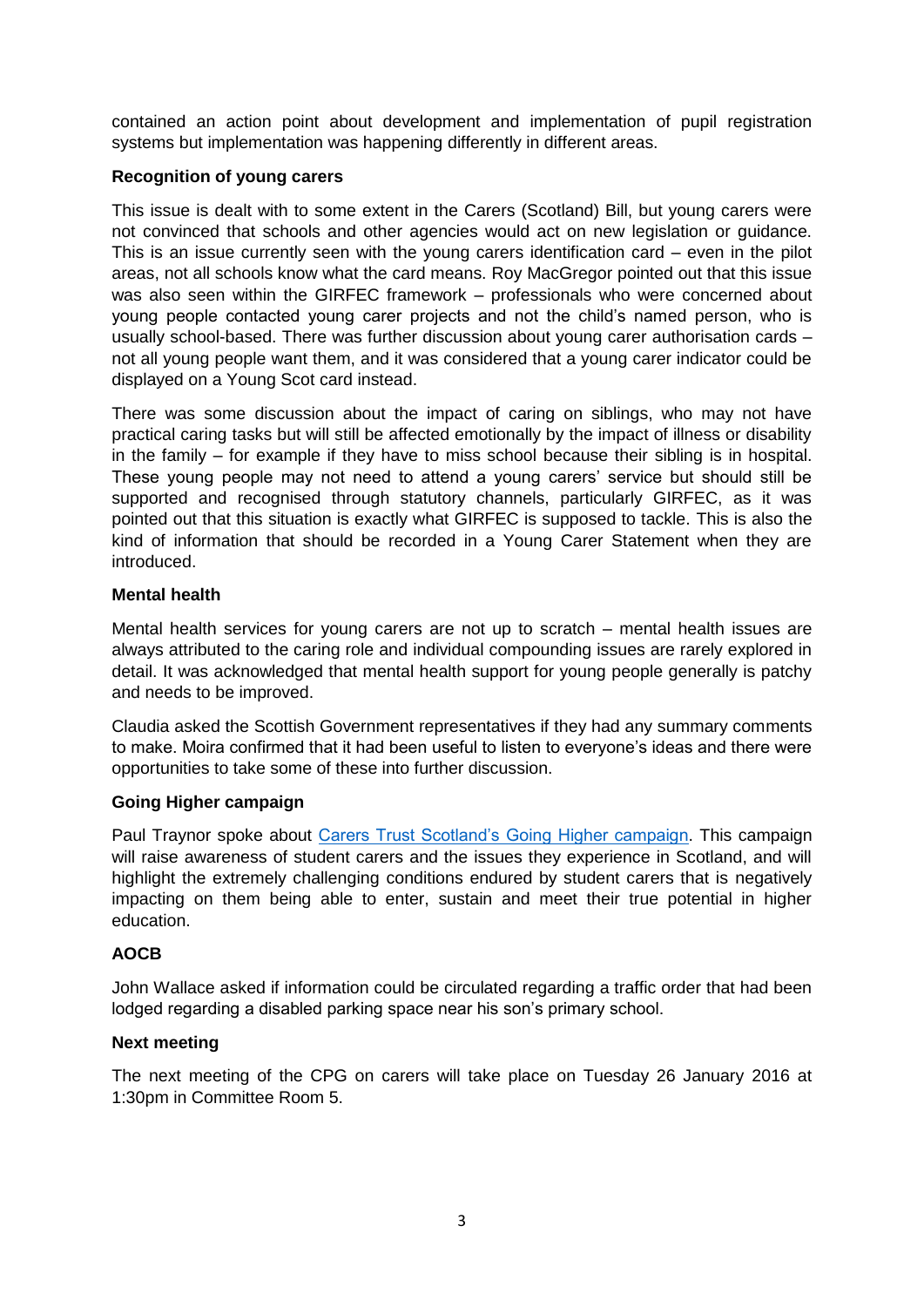contained an action point about development and implementation of pupil registration systems but implementation was happening differently in different areas.

**Recognition of young carers**

This issue is dealt with to some extent in the Carers (Scotland) Bill, but young carers were not convinced that schools and other agencies would act on new legislation or guidance. This is an issue currently seen with the young carers identification card – even in the pilot areas, not all schools know what the card means. Roy MacGregor pointed out that this issue was also seen within the GIRFEC framework – professionals who were concerned about young people contacted young carer projects and not the child's named person, who is usually school-based. There was further discussion about young carer authorisation cards – not all young people want them, and it was considered that a young carer indicator could be displayed on a Young Scot card instead.

There was some discussion about the impact of caring on siblings, who may not have practical caring tasks but will still be affected emotionally by the impact of illness or disability in the family – for example if they have to miss school because their sibling is in hospital. These young people may not need to attend a young carers' service but should still be supported and recognised through statutory channels, particularly GIRFEC, as it was pointed out that this situation is exactly what GIRFEC is supposed to tackle. This is also the kind of information that should be recorded in a Young Carer Statement when they are introduced.

**Mental health**

Mental health services for young carers are not up to scratch – mental health issues are always attributed to the caring role and individual compounding issues are rarely explored in detail. It was acknowledged that mental health support for young people generally is patchy and needs to be improved.

Claudia asked the Scottish Government representatives if they had any summary comments to make. Moira confirmed that it had been useful to listen to everyone's ideas and there were opportunities to take some of these into further discussion.

**Going Higher campaign**

Paul Traynor spoke about Carers Trust Scotland's Going Higher campaign. This campaign will raise awareness of student carers and the issues they experience in Scotland, and will highlight the extremely challenging conditions endured by student carers that is negatively impacting on them being able to enter, sustain and meet their true potential in higher education.

**AOCB**

John Wallace asked if information could be circulated regarding a traffic order that had been lodged regarding a disabled parking space near his son's primary school.

**Next meeting**

The next meeting of the CPG on carers will take place on Tuesday 26 January 2016 at 1:30pm in Committee Room 5.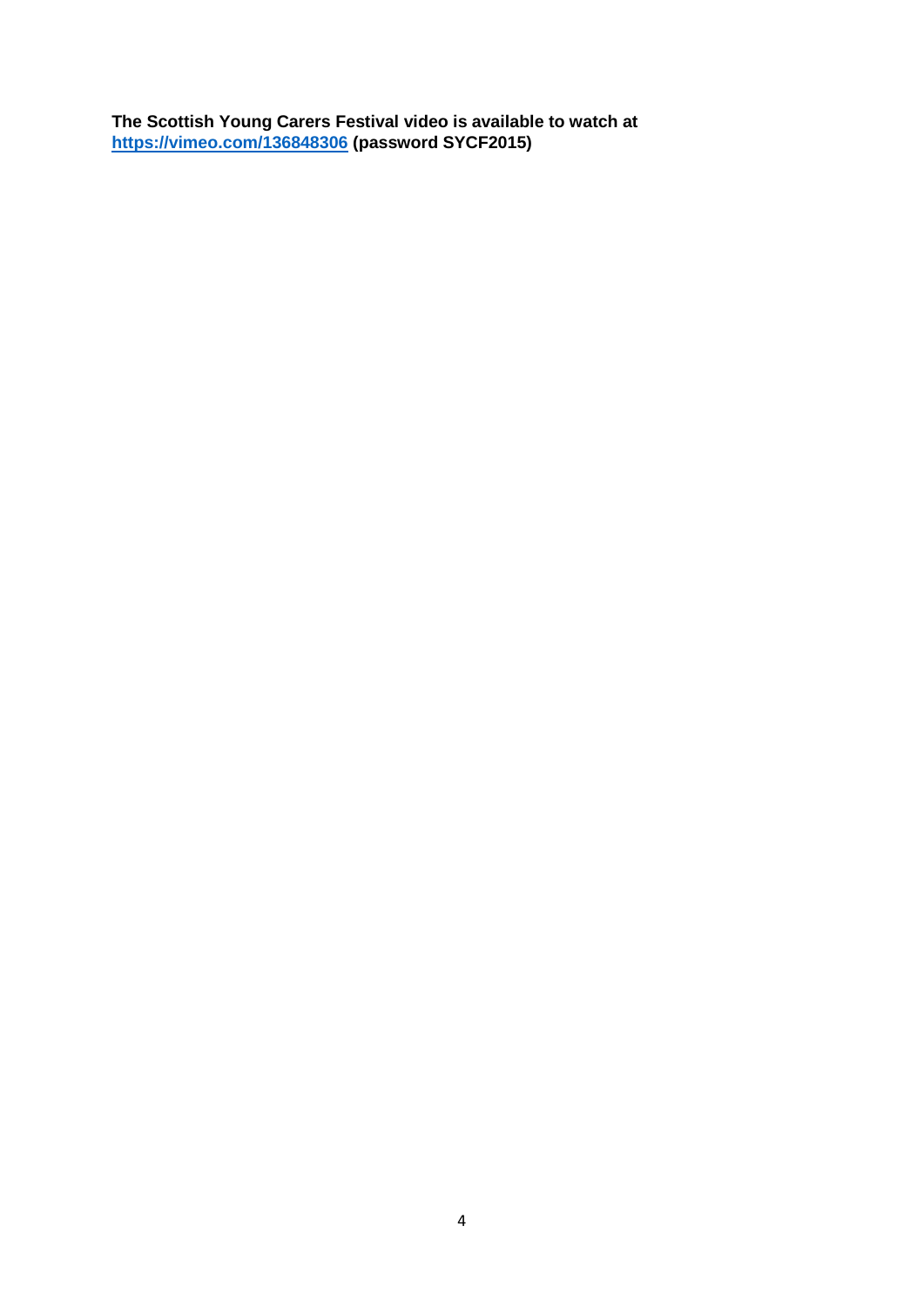**The Scottish Young Carers Festival video is available to watch at [https://vimeo.com/136848306](https://vimeo.com/136848306) (password SYCF2015)**